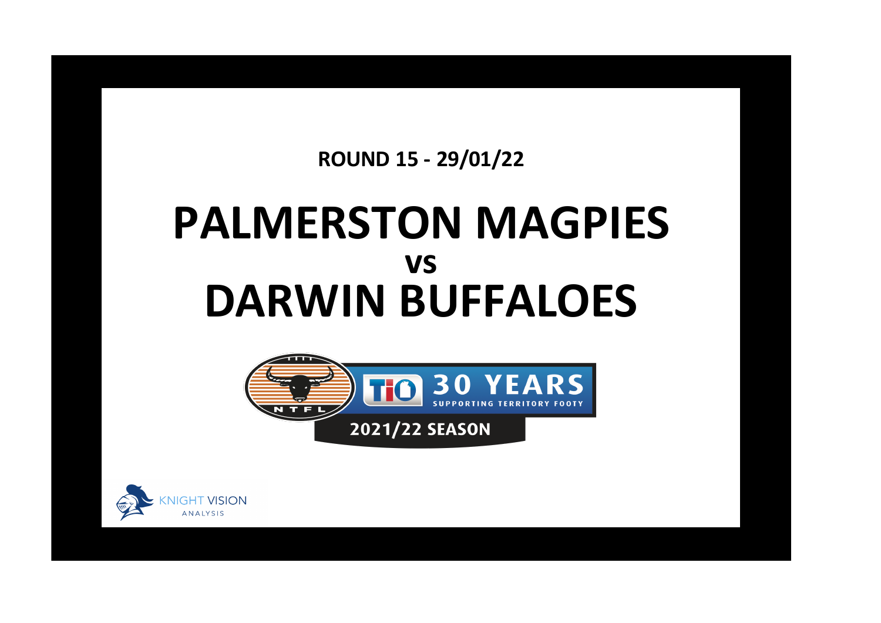**ROUND 15 - 29/01/22**

# PALMERSTON MAGPIES
## vs
# DARWIN BUFFALOES

NTFL

TIO 30 YEARS SUPPORTING TERRITORY FOOTY

2021/22 SEASON

KNIGHT VISION ANALYSIS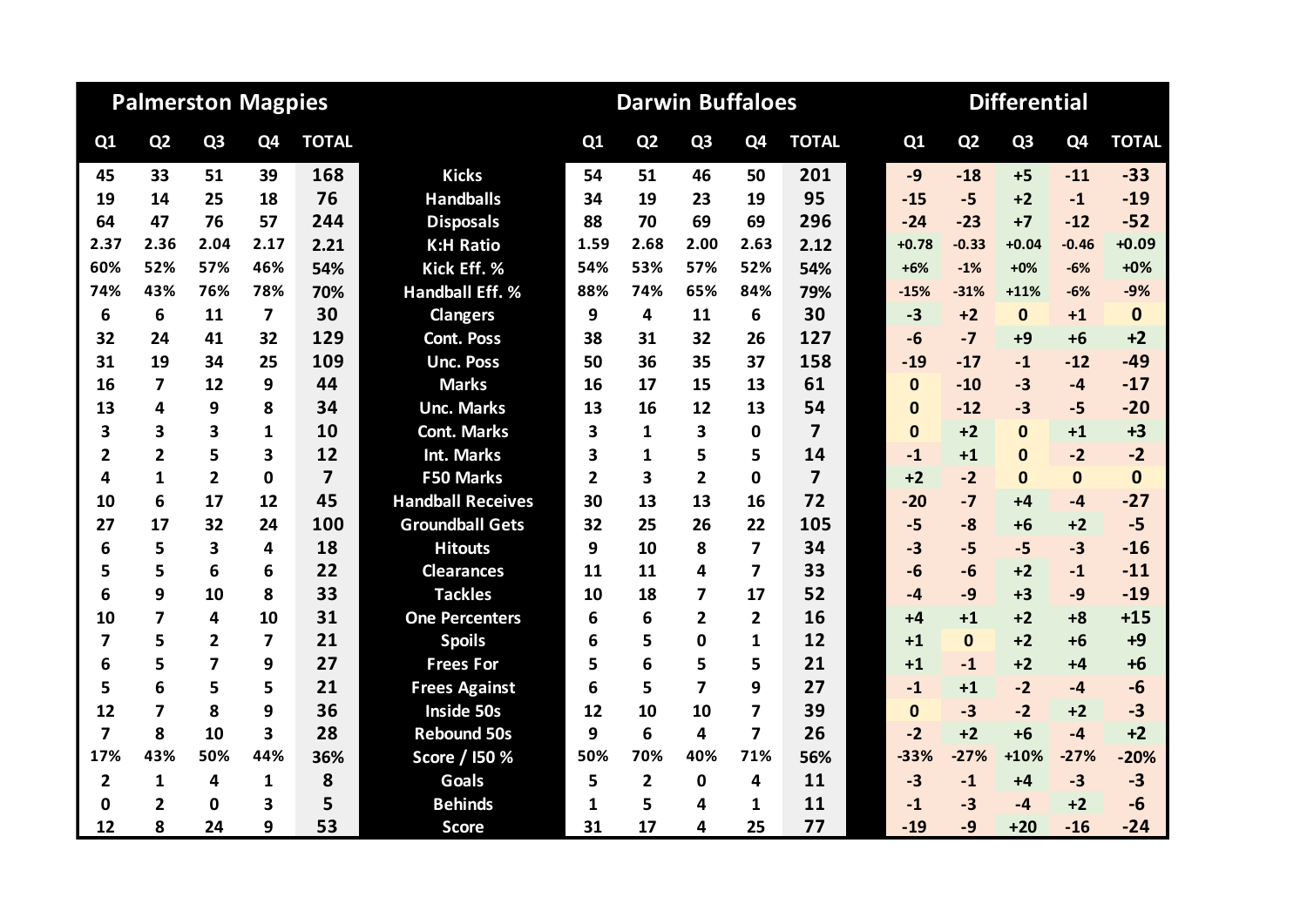| Palmerston Magpies | | | | | | Darwin Buffaloes | | | | | Differential | | | | |
|---|---|---|---|---|---|---|---|---|---|---|---|---|---|---|---|
| Q1 | Q2 | Q3 | Q4 | TOTAL | | Q1 | Q2 | Q3 | Q4 | TOTAL | Q1 | Q2 | Q3 | Q4 | TOTAL |
| 45 | 33 | 51 | 39 | 168 | Kicks | 54 | 51 | 46 | 50 | 201 | -9 | -18 | +5 | -11 | -33 |
| 19 | 14 | 25 | 18 | 76 | Handballs | 34 | 19 | 23 | 19 | 95 | -15 | -5 | +2 | -1 | -19 |
| 64 | 47 | 76 | 57 | 244 | Disposals | 88 | 70 | 69 | 69 | 296 | -24 | -23 | +7 | -12 | -52 |
| 2.37 | 2.36 | 2.04 | 2.17 | 2.21 | K:H Ratio | 1.59 | 2.68 | 2.00 | 2.63 | 2.12 | +0.78 | -0.33 | +0.04 | -0.46 | +0.09 |
| 60% | 52% | 57% | 46% | 54% | Kick Eff. % | 54% | 53% | 57% | 52% | 54% | +6% | -1% | +0% | -6% | +0% |
| 74% | 43% | 76% | 78% | 70% | Handball Eff. % | 88% | 74% | 65% | 84% | 79% | -15% | -31% | +11% | -6% | -9% |
| 6 | 6 | 11 | 7 | 30 | Clangers | 9 | 4 | 11 | 6 | 30 | -3 | +2 | 0 | +1 | 0 |
| 32 | 24 | 41 | 32 | 129 | Cont. Poss | 38 | 31 | 32 | 26 | 127 | -6 | -7 | +9 | +6 | +2 |
| 31 | 19 | 34 | 25 | 109 | Unc. Poss | 50 | 36 | 35 | 37 | 158 | -19 | -17 | -1 | -12 | -49 |
| 16 | 7 | 12 | 9 | 44 | Marks | 16 | 17 | 15 | 13 | 61 | 0 | -10 | -3 | -4 | -17 |
| 13 | 4 | 9 | 8 | 34 | Unc. Marks | 13 | 16 | 12 | 13 | 54 | 0 | -12 | -3 | -5 | -20 |
| 3 | 3 | 3 | 1 | 10 | Cont. Marks | 3 | 1 | 3 | 0 | 7 | 0 | +2 | 0 | +1 | +3 |
| 2 | 2 | 5 | 3 | 12 | Int. Marks | 3 | 1 | 5 | 5 | 14 | -1 | +1 | 0 | -2 | -2 |
| 4 | 1 | 2 | 0 | 7 | F50 Marks | 2 | 3 | 2 | 0 | 7 | +2 | -2 | 0 | 0 | 0 |
| 10 | 6 | 17 | 12 | 45 | Handball Receives | 30 | 13 | 13 | 16 | 72 | -20 | -7 | +4 | -4 | -27 |
| 27 | 17 | 32 | 24 | 100 | Groundball Gets | 32 | 25 | 26 | 22 | 105 | -5 | -8 | +6 | +2 | -5 |
| 6 | 5 | 3 | 4 | 18 | Hitouts | 9 | 10 | 8 | 7 | 34 | -3 | -5 | -5 | -3 | -16 |
| 5 | 5 | 6 | 6 | 22 | Clearances | 11 | 11 | 4 | 7 | 33 | -6 | -6 | +2 | -1 | -11 |
| 6 | 9 | 10 | 8 | 33 | Tackles | 10 | 18 | 7 | 17 | 52 | -4 | -9 | +3 | -9 | -19 |
| 10 | 7 | 4 | 10 | 31 | One Percenters | 6 | 6 | 2 | 2 | 16 | +4 | +1 | +2 | +8 | +15 |
| 7 | 5 | 2 | 7 | 21 | Spoils | 6 | 5 | 0 | 1 | 12 | +1 | 0 | +2 | +6 | +9 |
| 6 | 5 | 7 | 9 | 27 | Frees For | 5 | 6 | 5 | 5 | 21 | +1 | -1 | +2 | +4 | +6 |
| 5 | 6 | 5 | 5 | 21 | Frees Against | 6 | 5 | 7 | 9 | 27 | -1 | +1 | -2 | -4 | -6 |
| 12 | 7 | 8 | 9 | 36 | Inside 50s | 12 | 10 | 10 | 7 | 39 | 0 | -3 | -2 | +2 | -3 |
| 7 | 8 | 10 | 3 | 28 | Rebound 50s | 9 | 6 | 4 | 7 | 26 | -2 | +2 | +6 | -4 | +2 |
| 17% | 43% | 50% | 44% | 36% | Score / I50 % | 50% | 70% | 40% | 71% | 56% | -33% | -27% | +10% | -27% | -20% |
| 2 | 1 | 4 | 1 | 8 | Goals | 5 | 2 | 0 | 4 | 11 | -3 | -1 | +4 | -3 | -3 |
| 0 | 2 | 0 | 3 | 5 | Behinds | 1 | 5 | 4 | 1 | 11 | -1 | -3 | -4 | +2 | -6 |
| 12 | 8 | 24 | 9 | 53 | Score | 31 | 17 | 4 | 25 | 77 | -19 | -9 | +20 | -16 | -24 |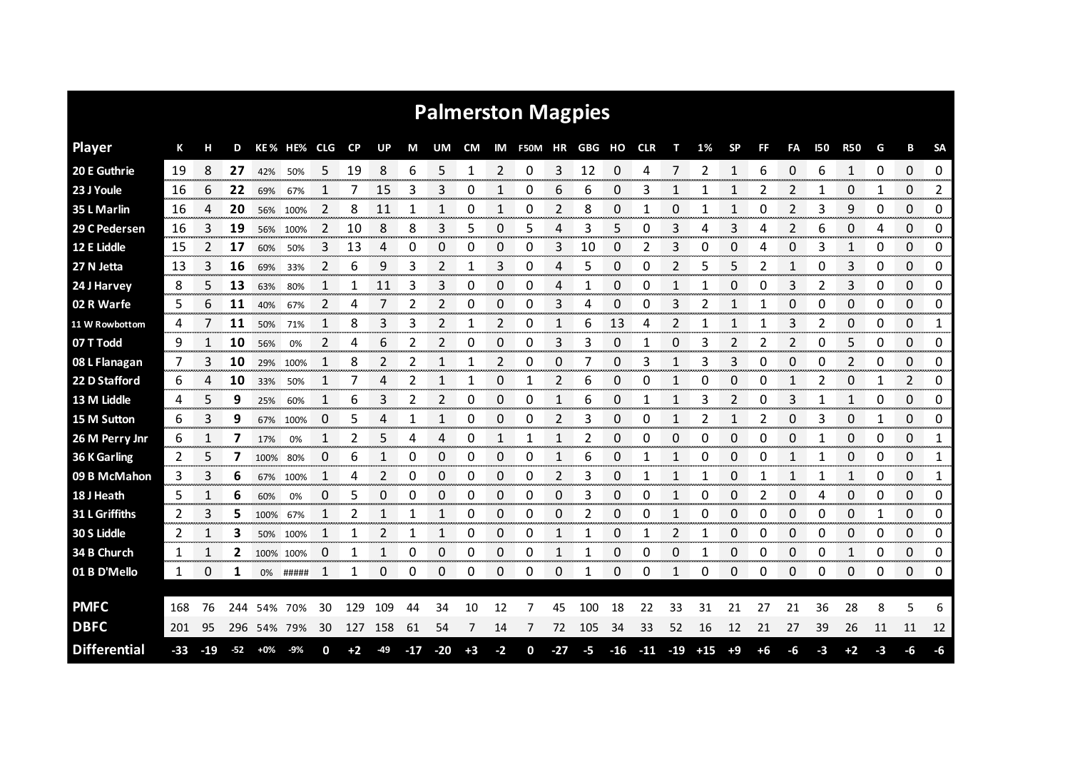# Palmerston Magpies

| Player | K | H | D | KE % | HE% | CLG | CP | UP | M | UM | CM | IM | F50M | HR | GBG | HO | CLR | T | 1% | SP | FF | FA | I50 | R50 | G | B | SA |
|---|---|---|---|---|---|---|---|---|---|---|---|---|---|---|---|---|---|---|---|---|---|---|---|---|---|---|---|
| 20 E Guthrie | 19 | 8 | 27 | 42% | 50% | 5 | 19 | 8 | 6 | 5 | 1 | 2 | 0 | 3 | 12 | 0 | 4 | 7 | 2 | 1 | 6 | 0 | 6 | 1 | 0 | 0 | 0 |
| 23 J Youle | 16 | 6 | 22 | 69% | 67% | 1 | 7 | 15 | 3 | 3 | 0 | 1 | 0 | 6 | 6 | 0 | 3 | 1 | 1 | 1 | 2 | 2 | 1 | 0 | 1 | 0 | 2 |
| 35 L Marlin | 16 | 4 | 20 | 56% | 100% | 2 | 8 | 11 | 1 | 1 | 0 | 1 | 0 | 2 | 8 | 0 | 1 | 0 | 1 | 1 | 0 | 2 | 3 | 9 | 0 | 0 | 0 |
| 29 C Pedersen | 16 | 3 | 19 | 56% | 100% | 2 | 10 | 8 | 8 | 3 | 5 | 0 | 5 | 4 | 3 | 5 | 0 | 3 | 4 | 3 | 4 | 2 | 6 | 0 | 4 | 0 | 0 |
| 12 E Liddle | 15 | 2 | 17 | 60% | 50% | 3 | 13 | 4 | 0 | 0 | 0 | 0 | 0 | 3 | 10 | 0 | 2 | 3 | 0 | 0 | 4 | 0 | 3 | 1 | 0 | 0 | 0 |
| 27 N Jetta | 13 | 3 | 16 | 69% | 33% | 2 | 6 | 9 | 3 | 2 | 1 | 3 | 0 | 4 | 5 | 0 | 0 | 2 | 5 | 5 | 2 | 1 | 0 | 3 | 0 | 0 | 0 |
| 24 J Harvey | 8 | 5 | 13 | 63% | 80% | 1 | 1 | 11 | 3 | 3 | 0 | 0 | 0 | 4 | 1 | 0 | 0 | 1 | 1 | 0 | 0 | 3 | 2 | 3 | 0 | 0 | 0 |
| 02 R Warfe | 5 | 6 | 11 | 40% | 67% | 2 | 4 | 7 | 2 | 2 | 0 | 0 | 0 | 3 | 4 | 0 | 0 | 3 | 2 | 1 | 1 | 0 | 0 | 0 | 0 | 0 | 0 |
| 11 W Rowbottom | 4 | 7 | 11 | 50% | 71% | 1 | 8 | 3 | 3 | 2 | 1 | 2 | 0 | 1 | 6 | 13 | 4 | 2 | 1 | 1 | 1 | 3 | 2 | 0 | 0 | 0 | 1 |
| 07 T Todd | 9 | 1 | 10 | 56% | 0% | 2 | 4 | 6 | 2 | 2 | 0 | 0 | 0 | 3 | 3 | 0 | 1 | 0 | 3 | 2 | 2 | 2 | 0 | 5 | 0 | 0 | 0 |
| 08 L Flanagan | 7 | 3 | 10 | 29% | 100% | 1 | 8 | 2 | 2 | 1 | 1 | 2 | 0 | 0 | 7 | 0 | 3 | 1 | 3 | 3 | 0 | 0 | 0 | 2 | 0 | 0 | 0 |
| 22 D Stafford | 6 | 4 | 10 | 33% | 50% | 1 | 7 | 4 | 2 | 1 | 1 | 0 | 1 | 2 | 6 | 0 | 0 | 1 | 0 | 0 | 0 | 1 | 2 | 0 | 1 | 2 | 0 |
| 13 M Liddle | 4 | 5 | 9 | 25% | 60% | 1 | 6 | 3 | 2 | 2 | 0 | 0 | 0 | 1 | 6 | 0 | 1 | 1 | 3 | 2 | 0 | 3 | 1 | 1 | 0 | 0 | 0 |
| 15 M Sutton | 6 | 3 | 9 | 67% | 100% | 0 | 5 | 4 | 1 | 1 | 0 | 0 | 0 | 2 | 3 | 0 | 0 | 1 | 2 | 1 | 2 | 0 | 3 | 0 | 1 | 0 | 0 |
| 26 M Perry Jnr | 6 | 1 | 7 | 17% | 0% | 1 | 2 | 5 | 4 | 4 | 0 | 1 | 1 | 1 | 2 | 0 | 0 | 0 | 0 | 0 | 0 | 0 | 1 | 0 | 0 | 0 | 1 |
| 36 K Garling | 2 | 5 | 7 | 100% | 80% | 0 | 6 | 1 | 0 | 0 | 0 | 0 | 0 | 1 | 6 | 0 | 1 | 1 | 0 | 0 | 0 | 1 | 1 | 0 | 0 | 0 | 1 |
| 09 B McMahon | 3 | 3 | 6 | 67% | 100% | 1 | 4 | 2 | 0 | 0 | 0 | 0 | 0 | 2 | 3 | 0 | 1 | 1 | 1 | 0 | 1 | 1 | 1 | 1 | 0 | 0 | 1 |
| 18 J Heath | 5 | 1 | 6 | 60% | 0% | 0 | 5 | 0 | 0 | 0 | 0 | 0 | 0 | 0 | 3 | 0 | 0 | 1 | 0 | 0 | 2 | 0 | 4 | 0 | 0 | 0 | 0 |
| 31 L Griffiths | 2 | 3 | 5 | 100% | 67% | 1 | 2 | 1 | 1 | 1 | 0 | 0 | 0 | 0 | 2 | 0 | 0 | 1 | 0 | 0 | 0 | 0 | 0 | 0 | 1 | 0 | 0 |
| 30 S Liddle | 2 | 1 | 3 | 50% | 100% | 1 | 1 | 2 | 1 | 1 | 0 | 0 | 0 | 1 | 1 | 0 | 1 | 2 | 1 | 0 | 0 | 0 | 0 | 0 | 0 | 0 | 0 |
| 34 B Church | 1 | 1 | 2 | 100% | 100% | 0 | 1 | 1 | 0 | 0 | 0 | 0 | 0 | 1 | 1 | 0 | 0 | 0 | 1 | 0 | 0 | 0 | 0 | 1 | 0 | 0 | 0 |
| 01 B D'Mello | 1 | 0 | 1 | 0% | ##### | 1 | 1 | 0 | 0 | 0 | 0 | 0 | 0 | 0 | 1 | 0 | 0 | 1 | 0 | 0 | 0 | 0 | 0 | 0 | 0 | 0 | 0 |
| **PMFC** | 168 | 76 | 244 | 54% | 70% | 30 | 129 | 109 | 44 | 34 | 10 | 12 | 7 | 45 | 100 | 18 | 22 | 33 | 31 | 21 | 27 | 21 | 36 | 28 | 8 | 5 | 6 |
| **DBFC** | 201 | 95 | 296 | 54% | 79% | 30 | 127 | 158 | 61 | 54 | 7 | 14 | 7 | 72 | 105 | 34 | 33 | 52 | 16 | 12 | 21 | 27 | 39 | 26 | 11 | 11 | 12 |
| **Differential** | -33 | -19 | -52 | +0% | -9% | 0 | +2 | -49 | -17 | -20 | +3 | -2 | 0 | -27 | -5 | -16 | -11 | -19 | +15 | +9 | +6 | -6 | -3 | +2 | -3 | -6 | -6 |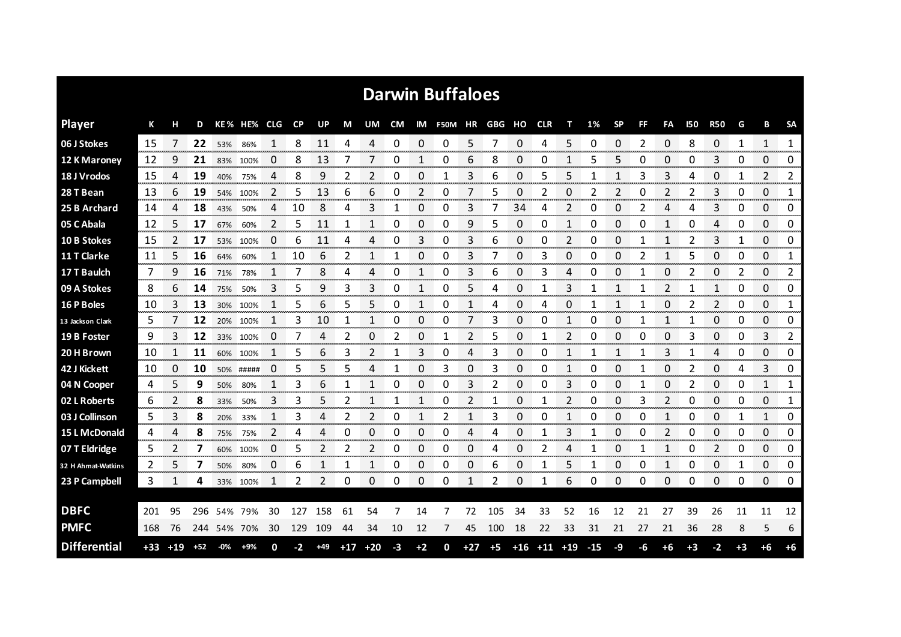# Darwin Buffaloes

| Player | K | H | D | KE % | HE% | CLG | CP | UP | M | UM | CM | IM | F50M | HR | GBG | HO | CLR | T | 1% | SP | FF | FA | I50 | R50 | G | B | SA |
|---|---|---|---|---|---|---|---|---|---|---|---|---|---|---|---|---|---|---|---|---|---|---|---|---|---|---|---|
| 06 J Stokes | 15 | 7 | 22 | 53% | 86% | 1 | 8 | 11 | 4 | 4 | 0 | 0 | 0 | 5 | 7 | 0 | 4 | 5 | 0 | 0 | 2 | 0 | 8 | 0 | 1 | 1 | 1 |
| 12 K Maroney | 12 | 9 | 21 | 83% | 100% | 0 | 8 | 13 | 7 | 7 | 0 | 1 | 0 | 6 | 8 | 0 | 0 | 1 | 5 | 5 | 0 | 0 | 0 | 3 | 0 | 0 | 0 |
| 18 J Vrodos | 15 | 4 | 19 | 40% | 75% | 4 | 8 | 9 | 2 | 2 | 0 | 0 | 1 | 3 | 6 | 0 | 5 | 5 | 1 | 1 | 3 | 3 | 4 | 0 | 1 | 2 | 2 |
| 28 T Bean | 13 | 6 | 19 | 54% | 100% | 2 | 5 | 13 | 6 | 6 | 0 | 2 | 0 | 7 | 5 | 0 | 2 | 0 | 2 | 2 | 0 | 2 | 2 | 3 | 0 | 0 | 1 |
| 25 B Archard | 14 | 4 | 18 | 43% | 50% | 4 | 10 | 8 | 4 | 3 | 1 | 0 | 0 | 3 | 7 | 34 | 4 | 2 | 0 | 0 | 2 | 4 | 4 | 3 | 0 | 0 | 0 |
| 05 C Abala | 12 | 5 | 17 | 67% | 60% | 2 | 5 | 11 | 1 | 1 | 0 | 0 | 0 | 9 | 5 | 0 | 0 | 1 | 0 | 0 | 0 | 1 | 0 | 4 | 0 | 0 | 0 |
| 10 B Stokes | 15 | 2 | 17 | 53% | 100% | 0 | 6 | 11 | 4 | 4 | 0 | 3 | 0 | 3 | 6 | 0 | 0 | 2 | 0 | 0 | 1 | 1 | 2 | 3 | 1 | 0 | 0 |
| 11 T Clarke | 11 | 5 | 16 | 64% | 60% | 1 | 10 | 6 | 2 | 1 | 1 | 0 | 0 | 3 | 7 | 0 | 3 | 0 | 0 | 0 | 2 | 1 | 5 | 0 | 0 | 0 | 1 |
| 17 T Baulch | 7 | 9 | 16 | 71% | 78% | 1 | 7 | 8 | 4 | 4 | 0 | 1 | 0 | 3 | 6 | 0 | 3 | 4 | 0 | 0 | 1 | 0 | 2 | 0 | 2 | 0 | 2 |
| 09 A Stokes | 8 | 6 | 14 | 75% | 50% | 3 | 5 | 9 | 3 | 3 | 0 | 1 | 0 | 5 | 4 | 0 | 1 | 3 | 1 | 1 | 1 | 2 | 1 | 1 | 0 | 0 | 0 |
| 16 P Boles | 10 | 3 | 13 | 30% | 100% | 1 | 5 | 6 | 5 | 5 | 0 | 1 | 0 | 1 | 4 | 0 | 4 | 0 | 1 | 1 | 1 | 0 | 2 | 2 | 0 | 0 | 1 |
| 13 Jackson Clark | 5 | 7 | 12 | 20% | 100% | 1 | 3 | 10 | 1 | 1 | 0 | 0 | 0 | 7 | 3 | 0 | 0 | 1 | 0 | 0 | 1 | 1 | 1 | 0 | 0 | 0 | 0 |
| 19 B Foster | 9 | 3 | 12 | 33% | 100% | 0 | 7 | 4 | 2 | 0 | 2 | 0 | 1 | 2 | 5 | 0 | 1 | 2 | 0 | 0 | 0 | 0 | 3 | 0 | 0 | 3 | 2 |
| 20 H Brown | 10 | 1 | 11 | 60% | 100% | 1 | 5 | 6 | 3 | 2 | 1 | 3 | 0 | 4 | 3 | 0 | 0 | 1 | 1 | 1 | 1 | 3 | 1 | 4 | 0 | 0 | 0 |
| 42 J Kickett | 10 | 0 | 10 | 50% | ##### | 0 | 5 | 5 | 5 | 4 | 1 | 0 | 3 | 0 | 3 | 0 | 0 | 1 | 0 | 0 | 1 | 0 | 2 | 0 | 4 | 3 | 0 |
| 04 N Cooper | 4 | 5 | 9 | 50% | 80% | 1 | 3 | 6 | 1 | 1 | 0 | 0 | 0 | 3 | 2 | 0 | 0 | 3 | 0 | 0 | 1 | 0 | 2 | 0 | 0 | 1 | 1 |
| 02 L Roberts | 6 | 2 | 8 | 33% | 50% | 3 | 3 | 5 | 2 | 1 | 1 | 1 | 0 | 2 | 1 | 0 | 1 | 2 | 0 | 0 | 3 | 2 | 0 | 0 | 0 | 0 | 1 |
| 03 J Collinson | 5 | 3 | 8 | 20% | 33% | 1 | 3 | 4 | 2 | 2 | 0 | 1 | 2 | 1 | 3 | 0 | 0 | 1 | 0 | 0 | 0 | 1 | 0 | 0 | 1 | 1 | 0 |
| 15 L McDonald | 4 | 4 | 8 | 75% | 75% | 2 | 4 | 4 | 0 | 0 | 0 | 0 | 0 | 4 | 4 | 0 | 1 | 3 | 1 | 0 | 0 | 2 | 0 | 0 | 0 | 0 | 0 |
| 07 T Eldridge | 5 | 2 | 7 | 60% | 100% | 0 | 5 | 2 | 2 | 2 | 0 | 0 | 0 | 0 | 4 | 0 | 2 | 4 | 1 | 0 | 1 | 1 | 0 | 2 | 0 | 0 | 0 |
| 32 H Ahmat-Watkins | 2 | 5 | 7 | 50% | 80% | 0 | 6 | 1 | 1 | 1 | 0 | 0 | 0 | 0 | 6 | 0 | 1 | 5 | 1 | 0 | 0 | 1 | 0 | 0 | 1 | 0 | 0 |
| 23 P Campbell | 3 | 1 | 4 | 33% | 100% | 1 | 2 | 2 | 0 | 0 | 0 | 0 | 0 | 1 | 2 | 0 | 1 | 6 | 0 | 0 | 0 | 0 | 0 | 0 | 0 | 0 | 0 |
| | | | | | | | | | | | | | | | | | | | | | | | | | | | |
| **DBFC** | 201 | 95 | 296 | 54% | 79% | 30 | 127 | 158 | 61 | 54 | 7 | 14 | 7 | 72 | 105 | 34 | 33 | 52 | 16 | 12 | 21 | 27 | 39 | 26 | 11 | 11 | 12 |
| **PMFC** | 168 | 76 | 244 | 54% | 70% | 30 | 129 | 109 | 44 | 34 | 10 | 12 | 7 | 45 | 100 | 18 | 22 | 33 | 31 | 21 | 27 | 21 | 36 | 28 | 8 | 5 | 6 |
| **Differential** | +33 | +19 | +52 | -0% | +9% | 0 | -2 | +49 | +17 | +20 | -3 | +2 | 0 | +27 | +5 | +16 | +11 | +19 | -15 | -9 | -6 | +6 | +3 | -2 | +3 | +6 | +6 |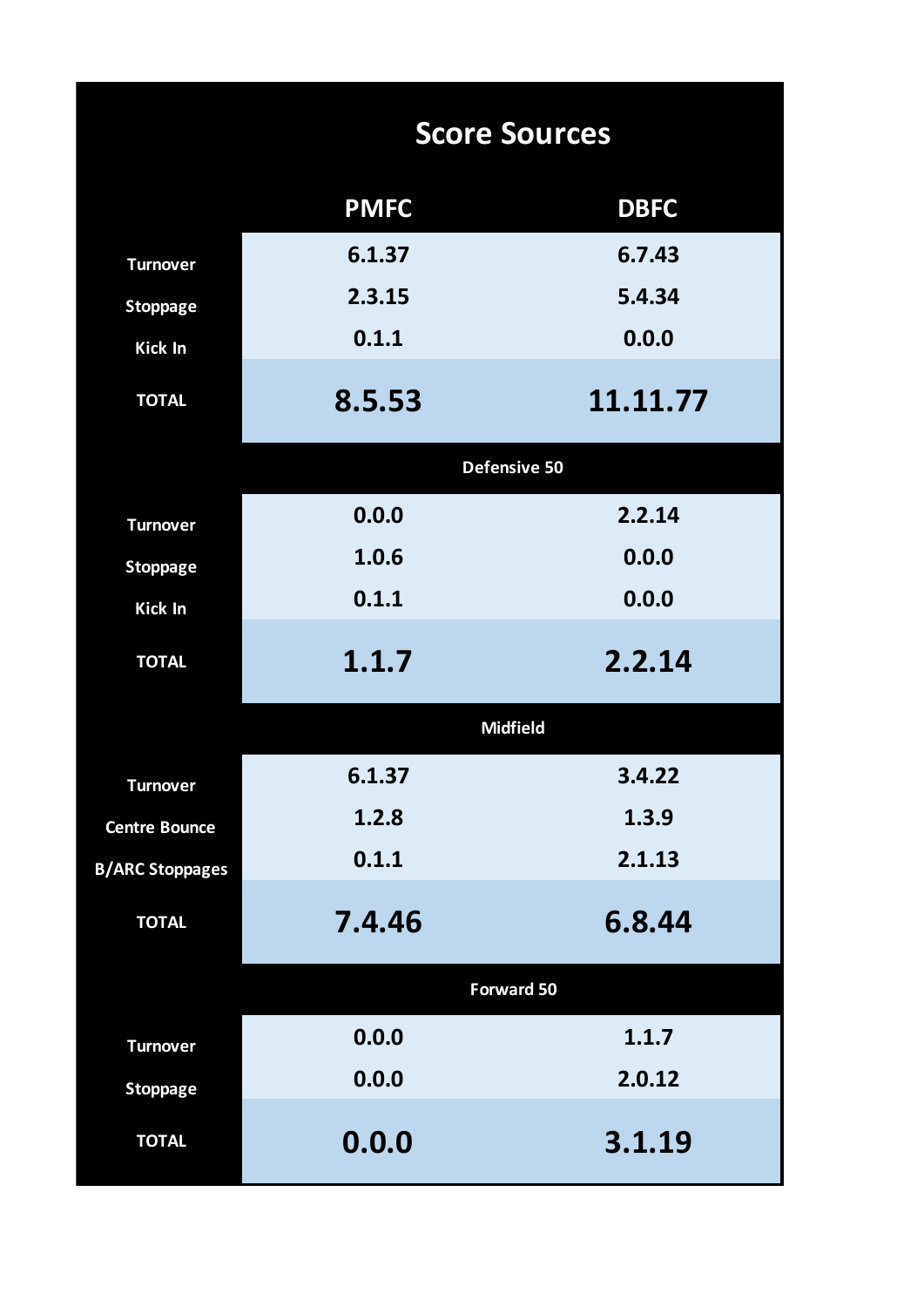## Score Sources

| | PMFC | DBFC |
|---|---|---|
| Turnover | 6.1.37 | 6.7.43 |
| Stoppage | 2.3.15 | 5.4.34 |
| Kick In | 0.1.1 | 0.0.0 |
| **TOTAL** | **8.5.53** | **11.11.77** |
| **Defensive 50** | | |
| Turnover | 0.0.0 | 2.2.14 |
| Stoppage | 1.0.6 | 0.0.0 |
| Kick In | 0.1.1 | 0.0.0 |
| **TOTAL** | **1.1.7** | **2.2.14** |
| **Midfield** | | |
| Turnover | 6.1.37 | 3.4.22 |
| Centre Bounce | 1.2.8 | 1.3.9 |
| B/ARC Stoppages | 0.1.1 | 2.1.13 |
| **TOTAL** | **7.4.46** | **6.8.44** |
| **Forward 50** | | |
| Turnover | 0.0.0 | 1.1.7 |
| Stoppage | 0.0.0 | 2.0.12 |
| **TOTAL** | **0.0.0** | **3.1.19** |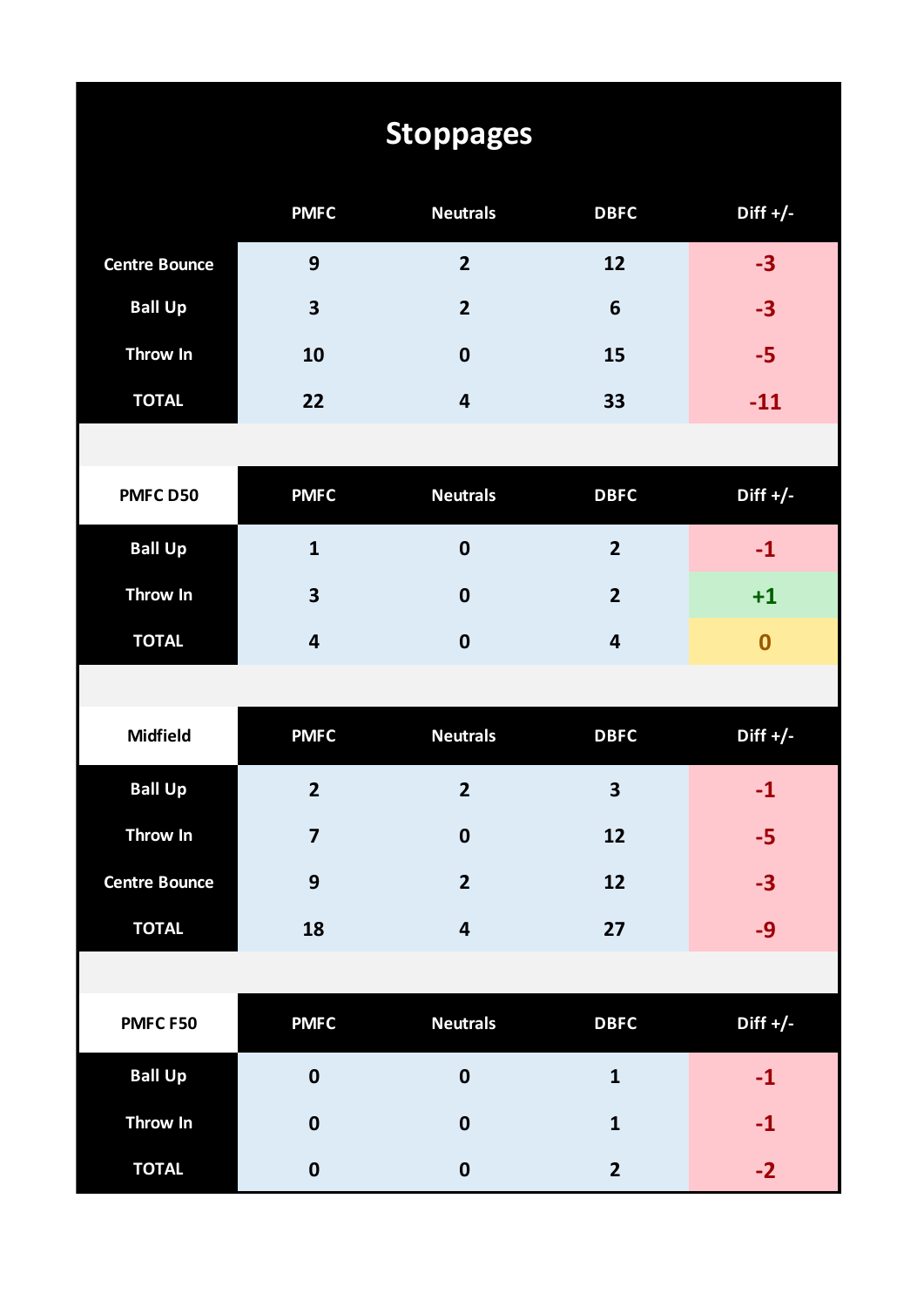# Stoppages

| | PMFC | Neutrals | DBFC | Diff +/- |
|---|---|---|---|---|
| Centre Bounce | 9 | 2 | 12 | -3 |
| Ball Up | 3 | 2 | 6 | -3 |
| Throw In | 10 | 0 | 15 | -5 |
| TOTAL | 22 | 4 | 33 | -11 |

| PMFC D50 | PMFC | Neutrals | DBFC | Diff +/- |
|---|---|---|---|---|
| Ball Up | 1 | 0 | 2 | -1 |
| Throw In | 3 | 0 | 2 | +1 |
| TOTAL | 4 | 0 | 4 | 0 |

| Midfield | PMFC | Neutrals | DBFC | Diff +/- |
|---|---|---|---|---|
| Ball Up | 2 | 2 | 3 | -1 |
| Throw In | 7 | 0 | 12 | -5 |
| Centre Bounce | 9 | 2 | 12 | -3 |
| TOTAL | 18 | 4 | 27 | -9 |

| PMFC F50 | PMFC | Neutrals | DBFC | Diff +/- |
|---|---|---|---|---|
| Ball Up | 0 | 0 | 1 | -1 |
| Throw In | 0 | 0 | 1 | -1 |
| TOTAL | 0 | 0 | 2 | -2 |